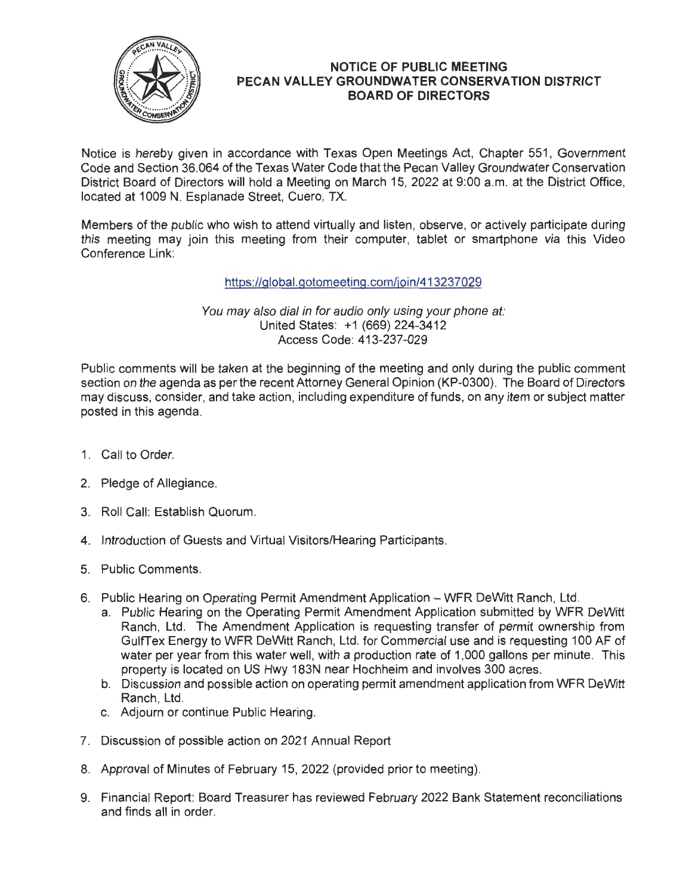# NOTICE OF PUBLIC MEETING
# PECAN VALLEY GROUNDWATER CONSERVATION DISTRICT
# BOARD OF DIRECTORS

Notice is hereby given in accordance with Texas Open Meetings Act, Chapter 551, Government Code and Section 36.064 of the Texas Water Code that the Pecan Valley Groundwater Conservation District Board of Directors will hold a Meeting on March 15, 2022 at 9:00 a.m. at the District Office, located at 1009 N. Esplanade Street, Cuero, TX.

Members of the public who wish to attend virtually and listen, observe, or actively participate during this meeting may join this meeting from their computer, tablet or smartphone via this Video Conference Link:

https://global.gotomeeting.com/join/413237029

*You may also dial in for audio only using your phone at:*
United States: +1 (669) 224-3412
Access Code: 413-237-029

Public comments will be taken at the beginning of the meeting and only during the public comment section on the agenda as per the recent Attorney General Opinion (KP-0300). The Board of Directors may discuss, consider, and take action, including expenditure of funds, on any item or subject matter posted in this agenda.

1. Call to Order.
2. Pledge of Allegiance.
3. Roll Call: Establish Quorum.
4. Introduction of Guests and Virtual Visitors/Hearing Participants.
5. Public Comments.
6. Public Hearing on Operating Permit Amendment Application – WFR DeWitt Ranch, Ltd.
   a. Public Hearing on the Operating Permit Amendment Application submitted by WFR DeWitt Ranch, Ltd. The Amendment Application is requesting transfer of permit ownership from GulfTex Energy to WFR DeWitt Ranch, Ltd. for Commercial use and is requesting 100 AF of water per year from this water well, with a production rate of 1,000 gallons per minute. This property is located on US Hwy 183N near Hochheim and involves 300 acres.
   b. Discussion and possible action on operating permit amendment application from WFR DeWitt Ranch, Ltd.
   c. Adjourn or continue Public Hearing.
7. Discussion of possible action on 2021 Annual Report
8. Approval of Minutes of February 15, 2022 (provided prior to meeting).
9. Financial Report: Board Treasurer has reviewed February 2022 Bank Statement reconciliations and finds all in order.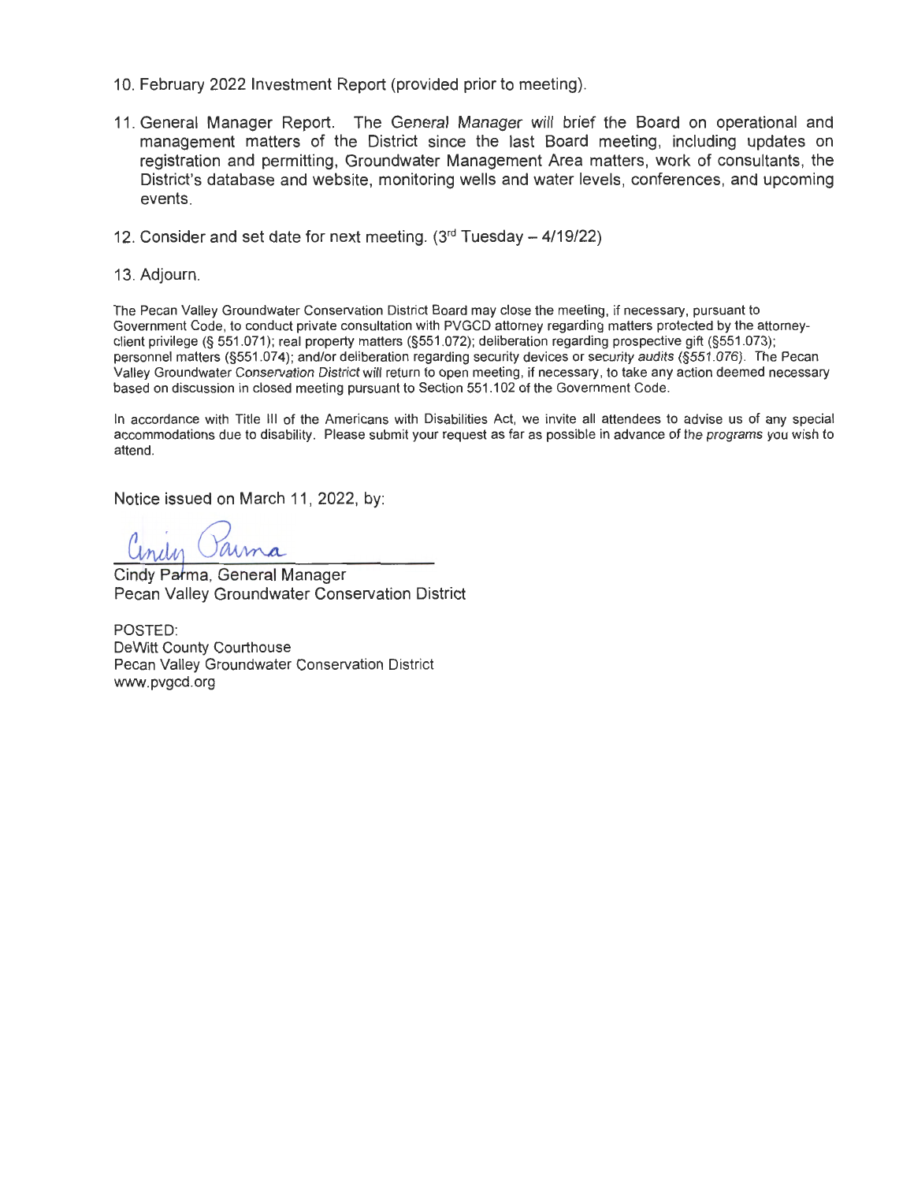10. February 2022 Investment Report (provided prior to meeting).

11. General Manager Report. The General Manager will brief the Board on operational and management matters of the District since the last Board meeting, including updates on registration and permitting, Groundwater Management Area matters, work of consultants, the District's database and website, monitoring wells and water levels, conferences, and upcoming events.

12. Consider and set date for next meeting. (3rd Tuesday – 4/19/22)

13. Adjourn.

The Pecan Valley Groundwater Conservation District Board may close the meeting, if necessary, pursuant to Government Code, to conduct private consultation with PVGCD attorney regarding matters protected by the attorney-client privilege (§ 551.071); real property matters (§551.072); deliberation regarding prospective gift (§551.073); personnel matters (§551.074); and/or deliberation regarding security devices or security audits (§551.076). The Pecan Valley Groundwater Conservation District will return to open meeting, if necessary, to take any action deemed necessary based on discussion in closed meeting pursuant to Section 551.102 of the Government Code.

In accordance with Title III of the Americans with Disabilities Act, we invite all attendees to advise us of any special accommodations due to disability. Please submit your request as far as possible in advance of the programs you wish to attend.

Notice issued on March 11, 2022, by:

Cindy Parma

Cindy Parma, General Manager
Pecan Valley Groundwater Conservation District

POSTED:
DeWitt County Courthouse
Pecan Valley Groundwater Conservation District
www.pvgcd.org